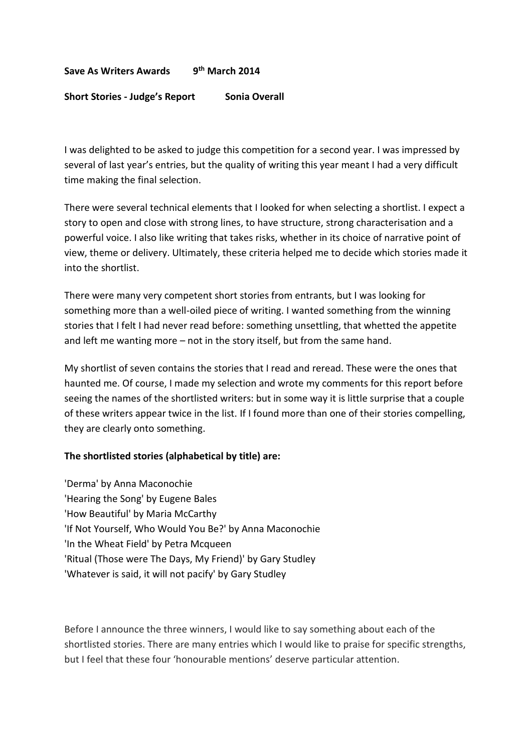**Save As Writers Awards 9th March 2014**

**Short Stories - Judge's Report Sonia Overall**

I was delighted to be asked to judge this competition for a second year. I was impressed by several of last year's entries, but the quality of writing this year meant I had a very difficult time making the final selection.

There were several technical elements that I looked for when selecting a shortlist. I expect a story to open and close with strong lines, to have structure, strong characterisation and a powerful voice. I also like writing that takes risks, whether in its choice of narrative point of view, theme or delivery. Ultimately, these criteria helped me to decide which stories made it into the shortlist.

There were many very competent short stories from entrants, but I was looking for something more than a well-oiled piece of writing. I wanted something from the winning stories that I felt I had never read before: something unsettling, that whetted the appetite and left me wanting more – not in the story itself, but from the same hand.

My shortlist of seven contains the stories that I read and reread. These were the ones that haunted me. Of course, I made my selection and wrote my comments for this report before seeing the names of the shortlisted writers: but in some way it is little surprise that a couple of these writers appear twice in the list. If I found more than one of their stories compelling, they are clearly onto something.

**The shortlisted stories (alphabetical by title) are:**

'Derma' by Anna Maconochie
'Hearing the Song' by Eugene Bales
'How Beautiful' by Maria McCarthy
'If Not Yourself, Who Would You Be?' by Anna Maconochie
'In the Wheat Field' by Petra Mcqueen
'Ritual (Those were The Days, My Friend)' by Gary Studley
'Whatever is said, it will not pacify' by Gary Studley

Before I announce the three winners, I would like to say something about each of the shortlisted stories. There are many entries which I would like to praise for specific strengths, but I feel that these four 'honourable mentions' deserve particular attention.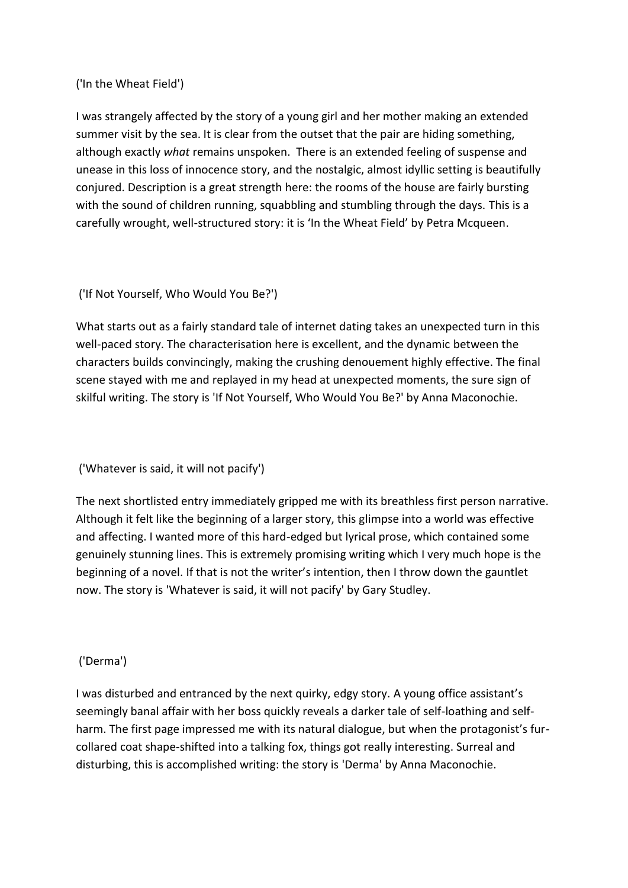('In the Wheat Field')

I was strangely affected by the story of a young girl and her mother making an extended summer visit by the sea. It is clear from the outset that the pair are hiding something, although exactly *what* remains unspoken. There is an extended feeling of suspense and unease in this loss of innocence story, and the nostalgic, almost idyllic setting is beautifully conjured. Description is a great strength here: the rooms of the house are fairly bursting with the sound of children running, squabbling and stumbling through the days. This is a carefully wrought, well-structured story: it is 'In the Wheat Field' by Petra Mcqueen.

('If Not Yourself, Who Would You Be?')

What starts out as a fairly standard tale of internet dating takes an unexpected turn in this well-paced story. The characterisation here is excellent, and the dynamic between the characters builds convincingly, making the crushing denouement highly effective. The final scene stayed with me and replayed in my head at unexpected moments, the sure sign of skilful writing. The story is 'If Not Yourself, Who Would You Be?' by Anna Maconochie.

('Whatever is said, it will not pacify')

The next shortlisted entry immediately gripped me with its breathless first person narrative. Although it felt like the beginning of a larger story, this glimpse into a world was effective and affecting. I wanted more of this hard-edged but lyrical prose, which contained some genuinely stunning lines. This is extremely promising writing which I very much hope is the beginning of a novel. If that is not the writer's intention, then I throw down the gauntlet now. The story is 'Whatever is said, it will not pacify' by Gary Studley.

('Derma')

I was disturbed and entranced by the next quirky, edgy story. A young office assistant's seemingly banal affair with her boss quickly reveals a darker tale of self-loathing and self-harm. The first page impressed me with its natural dialogue, but when the protagonist's fur-collared coat shape-shifted into a talking fox, things got really interesting. Surreal and disturbing, this is accomplished writing: the story is 'Derma' by Anna Maconochie.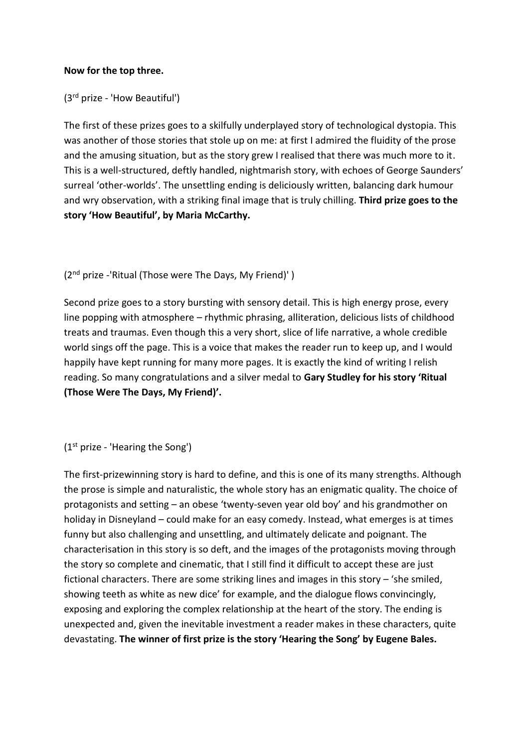**Now for the top three.**

(3rd prize - 'How Beautiful')

The first of these prizes goes to a skilfully underplayed story of technological dystopia. This was another of those stories that stole up on me: at first I admired the fluidity of the prose and the amusing situation, but as the story grew I realised that there was much more to it. This is a well-structured, deftly handled, nightmarish story, with echoes of George Saunders' surreal 'other-worlds'. The unsettling ending is deliciously written, balancing dark humour and wry observation, with a striking final image that is truly chilling. **Third prize goes to the story 'How Beautiful', by Maria McCarthy.**

(2nd prize -'Ritual (Those were The Days, My Friend)' )

Second prize goes to a story bursting with sensory detail. This is high energy prose, every line popping with atmosphere – rhythmic phrasing, alliteration, delicious lists of childhood treats and traumas. Even though this a very short, slice of life narrative, a whole credible world sings off the page. This is a voice that makes the reader run to keep up, and I would happily have kept running for many more pages. It is exactly the kind of writing I relish reading. So many congratulations and a silver medal to **Gary Studley for his story 'Ritual (Those Were The Days, My Friend)'.**

(1st prize - 'Hearing the Song')

The first-prizewinning story is hard to define, and this is one of its many strengths. Although the prose is simple and naturalistic, the whole story has an enigmatic quality. The choice of protagonists and setting – an obese 'twenty-seven year old boy' and his grandmother on holiday in Disneyland – could make for an easy comedy. Instead, what emerges is at times funny but also challenging and unsettling, and ultimately delicate and poignant. The characterisation in this story is so deft, and the images of the protagonists moving through the story so complete and cinematic, that I still find it difficult to accept these are just fictional characters. There are some striking lines and images in this story – 'she smiled, showing teeth as white as new dice' for example, and the dialogue flows convincingly, exposing and exploring the complex relationship at the heart of the story. The ending is unexpected and, given the inevitable investment a reader makes in these characters, quite devastating. **The winner of first prize is the story 'Hearing the Song' by Eugene Bales.**